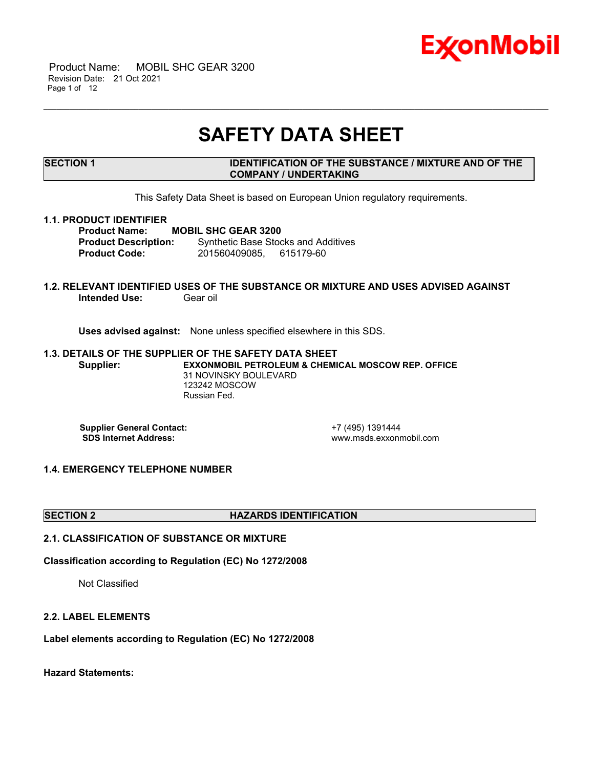# SAFETY DATA SHEET

## SECTION 1 IDENTIFICATION OF THE SUBSTANCE / MIXTURE AND OF THE COMPANY / UNDERTAKING

This Safety Data Sheet is based on European Union regulatory requirements.

### 1.1. PRODUCT IDENTIFIER

**Product Name:** **MOBIL SHC GEAR 3200**
**Product Description:** Synthetic Base Stocks and Additives
**Product Code:** 201560409085, 615179-60

### 1.2. RELEVANT IDENTIFIED USES OF THE SUBSTANCE OR MIXTURE AND USES ADVISED AGAINST

**Intended Use:** Gear oil

**Uses advised against:** None unless specified elsewhere in this SDS.

### 1.3. DETAILS OF THE SUPPLIER OF THE SAFETY DATA SHEET

**Supplier:** **EXXONMOBIL PETROLEUM & CHEMICAL MOSCOW REP. OFFICE**
31 NOVINSKY BOULEVARD
123242 MOSCOW
Russian Fed.

**Supplier General Contact:** +7 (495) 1391444
**SDS Internet Address:** www.msds.exxonmobil.com

### 1.4. EMERGENCY TELEPHONE NUMBER

## SECTION 2 HAZARDS IDENTIFICATION

### 2.1. CLASSIFICATION OF SUBSTANCE OR MIXTURE

**Classification according to Regulation (EC) No 1272/2008**

Not Classified

### 2.2. LABEL ELEMENTS

**Label elements according to Regulation (EC) No 1272/2008**

**Hazard Statements:**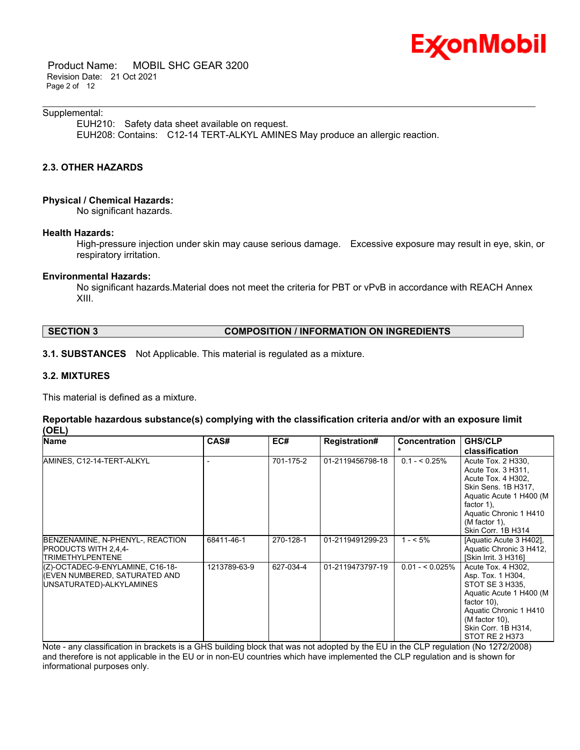Supplemental:

EUH210: Safety data sheet available on request.
EUH208: Contains: C12-14 TERT-ALKYL AMINES May produce an allergic reaction.

### 2.3. OTHER HAZARDS

**Physical / Chemical Hazards:**

No significant hazards.

**Health Hazards:**

High-pressure injection under skin may cause serious damage. Excessive exposure may result in eye, skin, or respiratory irritation.

**Environmental Hazards:**

No significant hazards.Material does not meet the criteria for PBT or vPvB in accordance with REACH Annex XIII.

## SECTION 3 COMPOSITION / INFORMATION ON INGREDIENTS

**3.1. SUBSTANCES** Not Applicable. This material is regulated as a mixture.

### 3.2. MIXTURES

This material is defined as a mixture.

**Reportable hazardous substance(s) complying with the classification criteria and/or with an exposure limit (OEL)**

| Name | CAS# | EC# | Registration# | Concentration* | GHS/CLP classification |
|---|---|---|---|---|---|
| AMINES, C12-14-TERT-ALKYL | - | 701-175-2 | 01-2119456798-18 | 0.1 - < 0.25% | Acute Tox. 2 H330, Acute Tox. 3 H311, Acute Tox. 4 H302, Skin Sens. 1B H317, Aquatic Acute 1 H400 (M factor 1), Aquatic Chronic 1 H410 (M factor 1), Skin Corr. 1B H314 |
| BENZENAMINE, N-PHENYL-, REACTION PRODUCTS WITH 2,4,4-TRIMETHYLPENTENE | 68411-46-1 | 270-128-1 | 01-2119491299-23 | 1 - < 5% | [Aquatic Acute 3 H402], Aquatic Chronic 3 H412, [Skin Irrit. 3 H316] |
| (Z)-OCTADEC-9-ENYLAMINE, C16-18-(EVEN NUMBERED, SATURATED AND UNSATURATED)-ALKYLAMINES | 1213789-63-9 | 627-034-4 | 01-2119473797-19 | 0.01 - < 0.025% | Acute Tox. 4 H302, Asp. Tox. 1 H304, STOT SE 3 H335, Aquatic Acute 1 H400 (M factor 10), Aquatic Chronic 1 H410 (M factor 10), Skin Corr. 1B H314, STOT RE 2 H373 |

Note - any classification in brackets is a GHS building block that was not adopted by the EU in the CLP regulation (No 1272/2008) and therefore is not applicable in the EU or in non-EU countries which have implemented the CLP regulation and is shown for informational purposes only.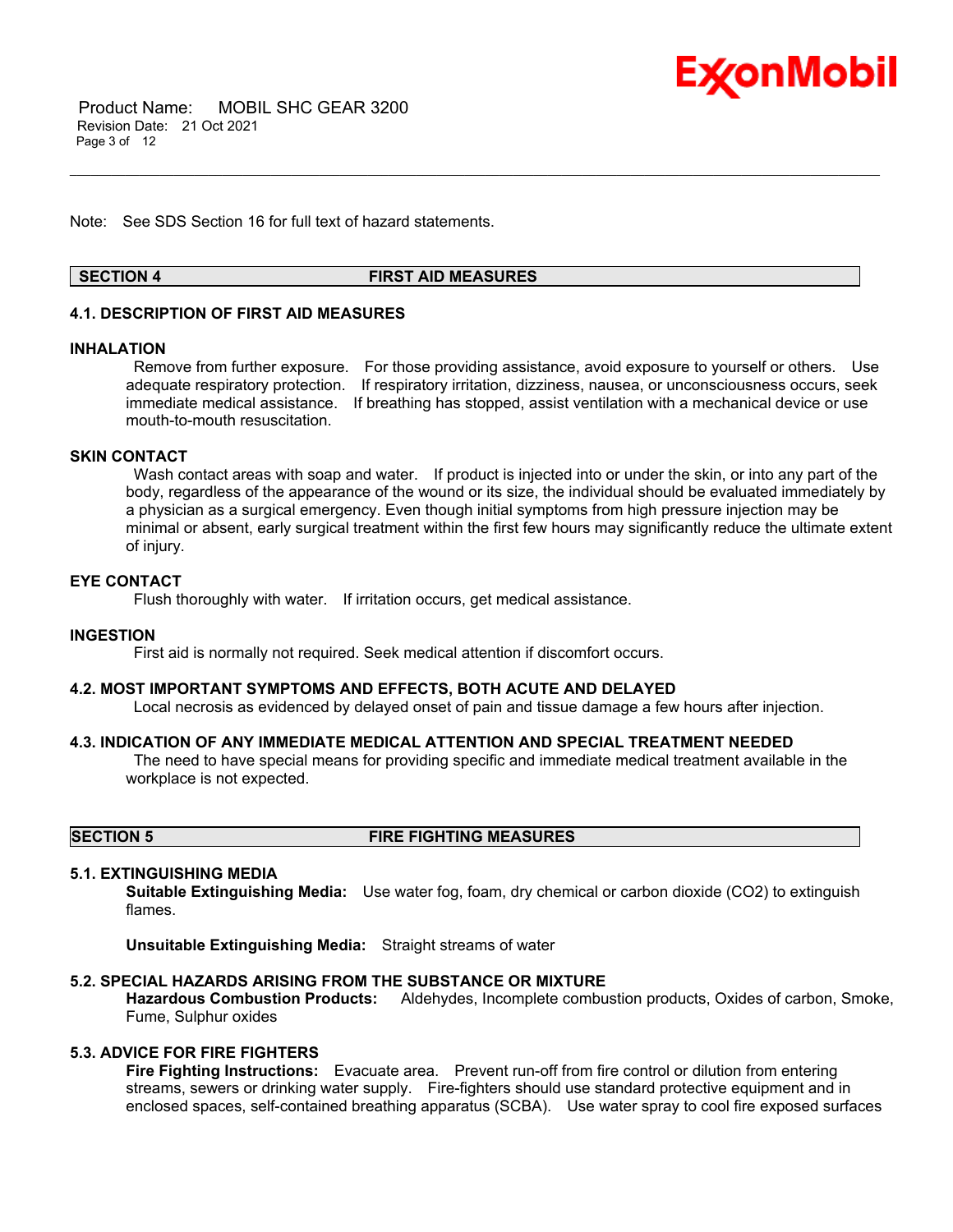Note: See SDS Section 16 for full text of hazard statements.

## SECTION 4 FIRST AID MEASURES

### 4.1. DESCRIPTION OF FIRST AID MEASURES

**INHALATION**

Remove from further exposure. For those providing assistance, avoid exposure to yourself or others. Use adequate respiratory protection. If respiratory irritation, dizziness, nausea, or unconsciousness occurs, seek immediate medical assistance. If breathing has stopped, assist ventilation with a mechanical device or use mouth-to-mouth resuscitation.

**SKIN CONTACT**

Wash contact areas with soap and water. If product is injected into or under the skin, or into any part of the body, regardless of the appearance of the wound or its size, the individual should be evaluated immediately by a physician as a surgical emergency. Even though initial symptoms from high pressure injection may be minimal or absent, early surgical treatment within the first few hours may significantly reduce the ultimate extent of injury.

**EYE CONTACT**

Flush thoroughly with water. If irritation occurs, get medical assistance.

**INGESTION**

First aid is normally not required. Seek medical attention if discomfort occurs.

### 4.2. MOST IMPORTANT SYMPTOMS AND EFFECTS, BOTH ACUTE AND DELAYED

Local necrosis as evidenced by delayed onset of pain and tissue damage a few hours after injection.

### 4.3. INDICATION OF ANY IMMEDIATE MEDICAL ATTENTION AND SPECIAL TREATMENT NEEDED

The need to have special means for providing specific and immediate medical treatment available in the workplace is not expected.

## SECTION 5 FIRE FIGHTING MEASURES

### 5.1. EXTINGUISHING MEDIA

**Suitable Extinguishing Media:** Use water fog, foam, dry chemical or carbon dioxide ($CO_2$) to extinguish flames.

**Unsuitable Extinguishing Media:** Straight streams of water

### 5.2. SPECIAL HAZARDS ARISING FROM THE SUBSTANCE OR MIXTURE

**Hazardous Combustion Products:** Aldehydes, Incomplete combustion products, Oxides of carbon, Smoke, Fume, Sulphur oxides

### 5.3. ADVICE FOR FIRE FIGHTERS

**Fire Fighting Instructions:** Evacuate area. Prevent run-off from fire control or dilution from entering streams, sewers or drinking water supply. Fire-fighters should use standard protective equipment and in enclosed spaces, self-contained breathing apparatus (SCBA). Use water spray to cool fire exposed surfaces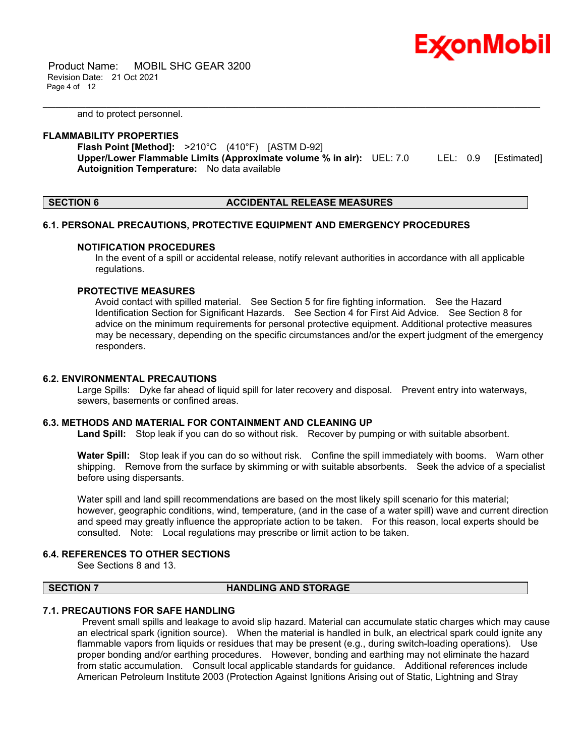and to protect personnel.

**FLAMMABILITY PROPERTIES**

**Flash Point [Method]:** >210°C (410°F) [ASTM D-92]
**Upper/Lower Flammable Limits (Approximate volume % in air):** UEL: 7.0 LEL: 0.9 [Estimated]
**Autoignition Temperature:** No data available

## SECTION 6 ACCIDENTAL RELEASE MEASURES

### 6.1. PERSONAL PRECAUTIONS, PROTECTIVE EQUIPMENT AND EMERGENCY PROCEDURES

**NOTIFICATION PROCEDURES**

In the event of a spill or accidental release, notify relevant authorities in accordance with all applicable regulations.

**PROTECTIVE MEASURES**

Avoid contact with spilled material. See Section 5 for fire fighting information. See the Hazard Identification Section for Significant Hazards. See Section 4 for First Aid Advice. See Section 8 for advice on the minimum requirements for personal protective equipment. Additional protective measures may be necessary, depending on the specific circumstances and/or the expert judgment of the emergency responders.

### 6.2. ENVIRONMENTAL PRECAUTIONS

Large Spills: Dyke far ahead of liquid spill for later recovery and disposal. Prevent entry into waterways, sewers, basements or confined areas.

### 6.3. METHODS AND MATERIAL FOR CONTAINMENT AND CLEANING UP

**Land Spill:** Stop leak if you can do so without risk. Recover by pumping or with suitable absorbent.

**Water Spill:** Stop leak if you can do so without risk. Confine the spill immediately with booms. Warn other shipping. Remove from the surface by skimming or with suitable absorbents. Seek the advice of a specialist before using dispersants.

Water spill and land spill recommendations are based on the most likely spill scenario for this material; however, geographic conditions, wind, temperature, (and in the case of a water spill) wave and current direction and speed may greatly influence the appropriate action to be taken. For this reason, local experts should be consulted. Note: Local regulations may prescribe or limit action to be taken.

### 6.4. REFERENCES TO OTHER SECTIONS

See Sections 8 and 13.

## SECTION 7 HANDLING AND STORAGE

### 7.1. PRECAUTIONS FOR SAFE HANDLING

Prevent small spills and leakage to avoid slip hazard. Material can accumulate static charges which may cause an electrical spark (ignition source). When the material is handled in bulk, an electrical spark could ignite any flammable vapors from liquids or residues that may be present (e.g., during switch-loading operations). Use proper bonding and/or earthing procedures. However, bonding and earthing may not eliminate the hazard from static accumulation. Consult local applicable standards for guidance. Additional references include American Petroleum Institute 2003 (Protection Against Ignitions Arising out of Static, Lightning and Stray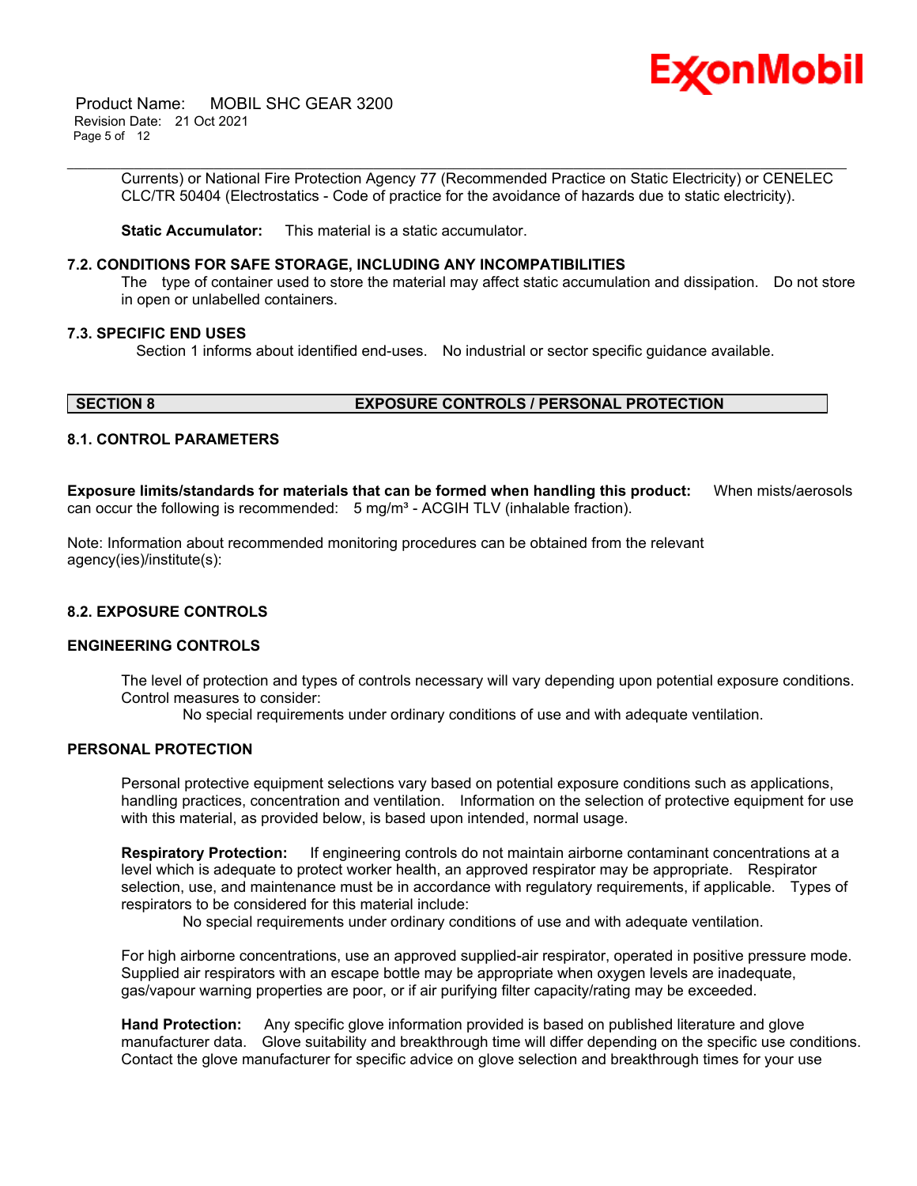Currents) or National Fire Protection Agency 77 (Recommended Practice on Static Electricity) or CENELEC CLC/TR 50404 (Electrostatics - Code of practice for the avoidance of hazards due to static electricity).

**Static Accumulator:** This material is a static accumulator.

### 7.2. CONDITIONS FOR SAFE STORAGE, INCLUDING ANY INCOMPATIBILITIES

The type of container used to store the material may affect static accumulation and dissipation. Do not store in open or unlabelled containers.

### 7.3. SPECIFIC END USES

Section 1 informs about identified end-uses. No industrial or sector specific guidance available.

## SECTION 8 EXPOSURE CONTROLS / PERSONAL PROTECTION

### 8.1. CONTROL PARAMETERS

**Exposure limits/standards for materials that can be formed when handling this product:** When mists/aerosols can occur the following is recommended: 5 mg/m³ - ACGIH TLV (inhalable fraction).

Note: Information about recommended monitoring procedures can be obtained from the relevant agency(ies)/institute(s):

### 8.2. EXPOSURE CONTROLS

#### ENGINEERING CONTROLS

The level of protection and types of controls necessary will vary depending upon potential exposure conditions. Control measures to consider:

No special requirements under ordinary conditions of use and with adequate ventilation.

#### PERSONAL PROTECTION

Personal protective equipment selections vary based on potential exposure conditions such as applications, handling practices, concentration and ventilation. Information on the selection of protective equipment for use with this material, as provided below, is based upon intended, normal usage.

**Respiratory Protection:** If engineering controls do not maintain airborne contaminant concentrations at a level which is adequate to protect worker health, an approved respirator may be appropriate. Respirator selection, use, and maintenance must be in accordance with regulatory requirements, if applicable. Types of respirators to be considered for this material include:

No special requirements under ordinary conditions of use and with adequate ventilation.

For high airborne concentrations, use an approved supplied-air respirator, operated in positive pressure mode. Supplied air respirators with an escape bottle may be appropriate when oxygen levels are inadequate, gas/vapour warning properties are poor, or if air purifying filter capacity/rating may be exceeded.

**Hand Protection:** Any specific glove information provided is based on published literature and glove manufacturer data. Glove suitability and breakthrough time will differ depending on the specific use conditions. Contact the glove manufacturer for specific advice on glove selection and breakthrough times for your use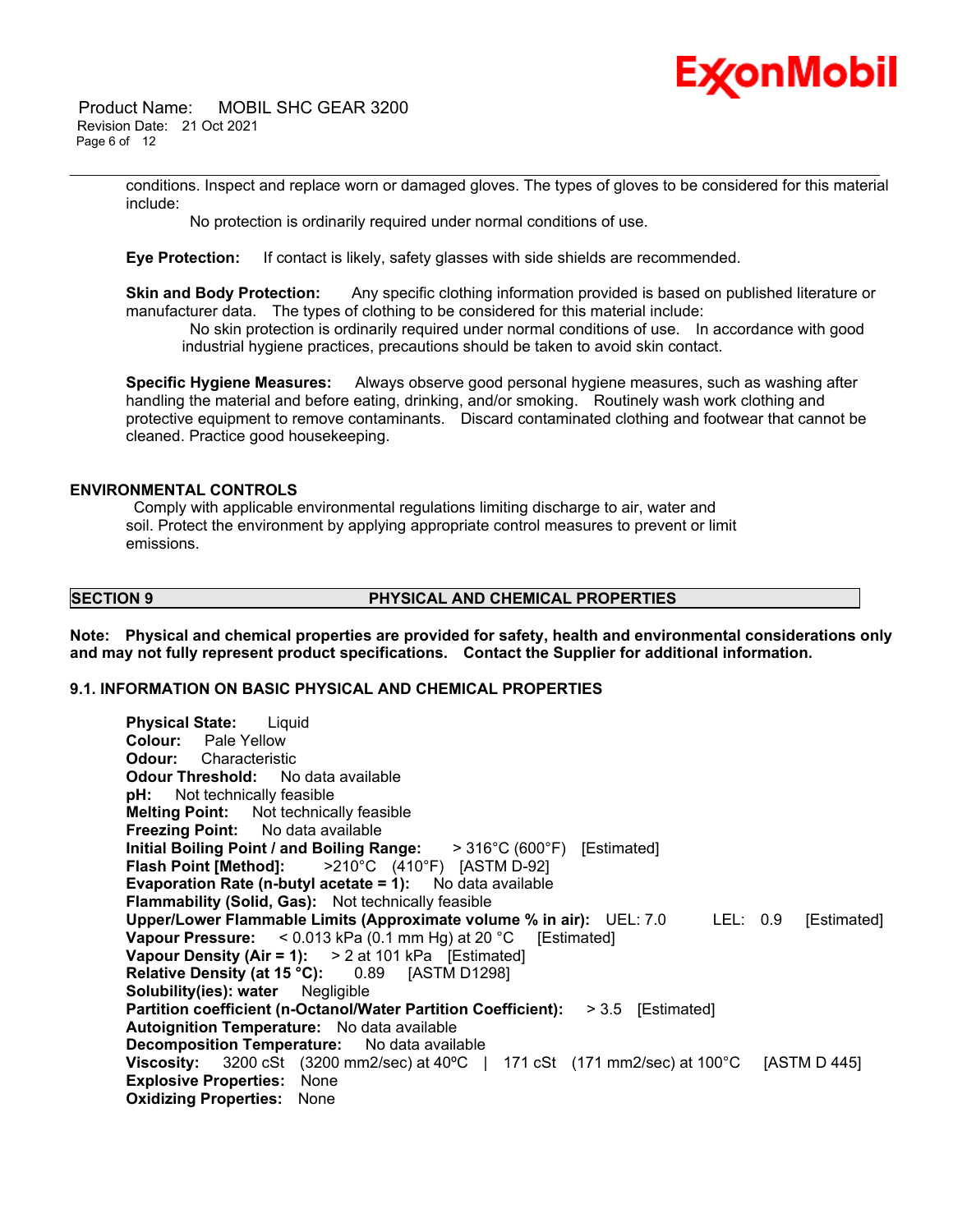conditions. Inspect and replace worn or damaged gloves. The types of gloves to be considered for this material include:

No protection is ordinarily required under normal conditions of use.

**Eye Protection:** If contact is likely, safety glasses with side shields are recommended.

**Skin and Body Protection:** Any specific clothing information provided is based on published literature or manufacturer data. The types of clothing to be considered for this material include:

No skin protection is ordinarily required under normal conditions of use. In accordance with good industrial hygiene practices, precautions should be taken to avoid skin contact.

**Specific Hygiene Measures:** Always observe good personal hygiene measures, such as washing after handling the material and before eating, drinking, and/or smoking. Routinely wash work clothing and protective equipment to remove contaminants. Discard contaminated clothing and footwear that cannot be cleaned. Practice good housekeeping.

### ENVIRONMENTAL CONTROLS

Comply with applicable environmental regulations limiting discharge to air, water and soil. Protect the environment by applying appropriate control measures to prevent or limit emissions.

## SECTION 9 PHYSICAL AND CHEMICAL PROPERTIES

**Note: Physical and chemical properties are provided for safety, health and environmental considerations only and may not fully represent product specifications. Contact the Supplier for additional information.**

### 9.1. INFORMATION ON BASIC PHYSICAL AND CHEMICAL PROPERTIES

**Physical State:** Liquid
**Colour:** Pale Yellow
**Odour:** Characteristic
**Odour Threshold:** No data available
**pH:** Not technically feasible
**Melting Point:** Not technically feasible
**Freezing Point:** No data available
**Initial Boiling Point / and Boiling Range:** > 316°C (600°F) [Estimated]
**Flash Point [Method]:** >210°C (410°F) [ASTM D-92]
**Evaporation Rate (n-butyl acetate = 1):** No data available
**Flammability (Solid, Gas):** Not technically feasible
**Upper/Lower Flammable Limits (Approximate volume % in air):** UEL: 7.0 LEL: 0.9 [Estimated]
**Vapour Pressure:** < 0.013 kPa (0.1 mm Hg) at 20 °C [Estimated]
**Vapour Density (Air = 1):** > 2 at 101 kPa [Estimated]
**Relative Density (at 15 °C):** 0.89 [ASTM D1298]
**Solubility(ies): water** Negligible
**Partition coefficient (n-Octanol/Water Partition Coefficient):** > 3.5 [Estimated]
**Autoignition Temperature:** No data available
**Decomposition Temperature:** No data available
**Viscosity:** 3200 cSt (3200 mm2/sec) at 40ºC | 171 cSt (171 mm2/sec) at 100°C [ASTM D 445]
**Explosive Properties:** None
**Oxidizing Properties:** None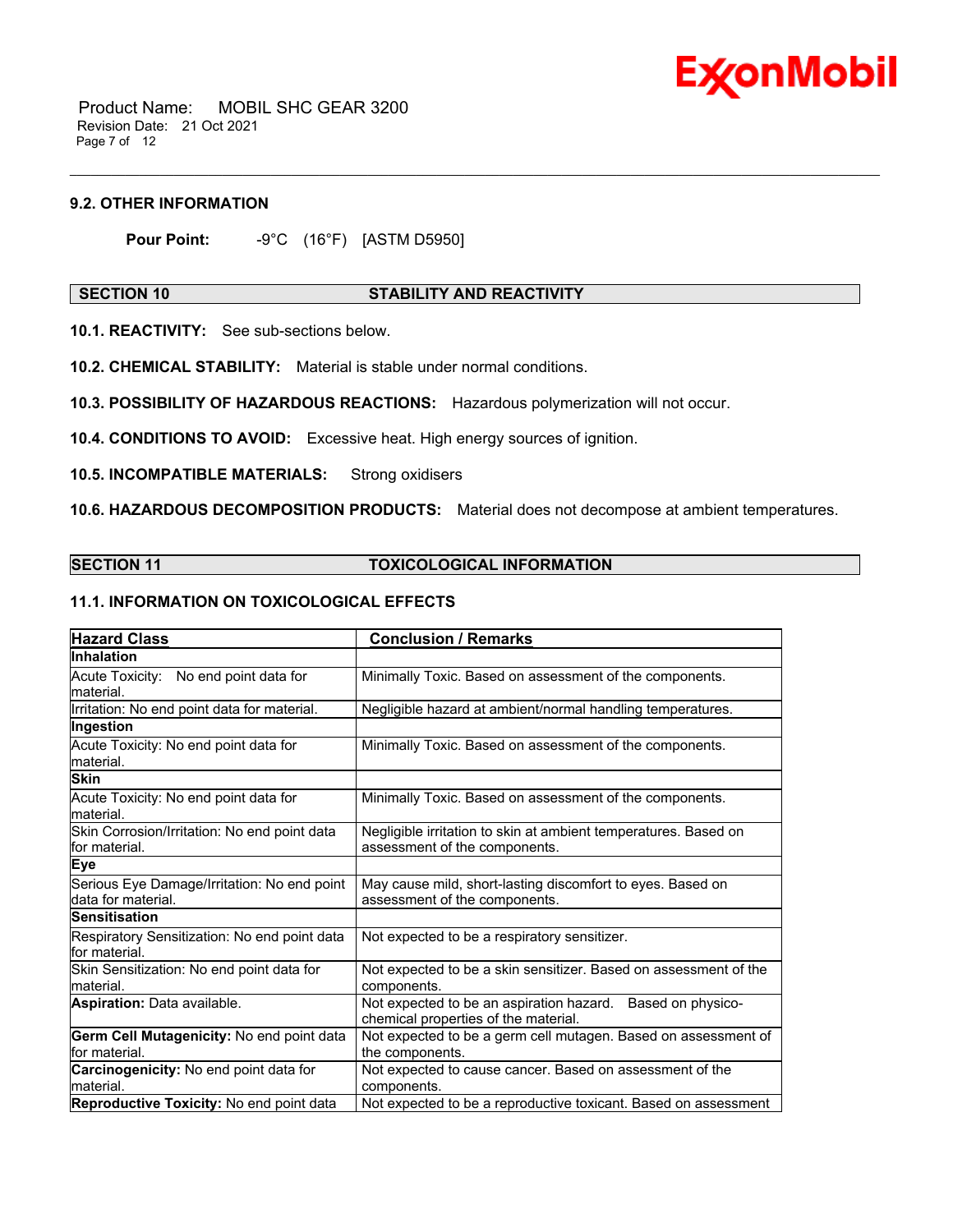### 9.2. OTHER INFORMATION

**Pour Point:** -9°C (16°F) [ASTM D5950]

## SECTION 10 STABILITY AND REACTIVITY

**10.1. REACTIVITY:** See sub-sections below.

**10.2. CHEMICAL STABILITY:** Material is stable under normal conditions.

**10.3. POSSIBILITY OF HAZARDOUS REACTIONS:** Hazardous polymerization will not occur.

**10.4. CONDITIONS TO AVOID:** Excessive heat. High energy sources of ignition.

**10.5. INCOMPATIBLE MATERIALS:** Strong oxidisers

**10.6. HAZARDOUS DECOMPOSITION PRODUCTS:** Material does not decompose at ambient temperatures.

## SECTION 11 TOXICOLOGICAL INFORMATION

### 11.1. INFORMATION ON TOXICOLOGICAL EFFECTS

| Hazard Class | Conclusion / Remarks |
|---|---|
| **Inhalation** | |
| Acute Toxicity: No end point data for material. | Minimally Toxic. Based on assessment of the components. |
| Irritation: No end point data for material. | Negligible hazard at ambient/normal handling temperatures. |
| **Ingestion** | |
| Acute Toxicity: No end point data for material. | Minimally Toxic. Based on assessment of the components. |
| **Skin** | |
| Acute Toxicity: No end point data for material. | Minimally Toxic. Based on assessment of the components. |
| Skin Corrosion/Irritation: No end point data for material. | Negligible irritation to skin at ambient temperatures. Based on assessment of the components. |
| **Eye** | |
| Serious Eye Damage/Irritation: No end point data for material. | May cause mild, short-lasting discomfort to eyes. Based on assessment of the components. |
| **Sensitisation** | |
| Respiratory Sensitization: No end point data for material. | Not expected to be a respiratory sensitizer. |
| Skin Sensitization: No end point data for material. | Not expected to be a skin sensitizer. Based on assessment of the components. |
| **Aspiration:** Data available. | Not expected to be an aspiration hazard. Based on physico-chemical properties of the material. |
| **Germ Cell Mutagenicity:** No end point data for material. | Not expected to be a germ cell mutagen. Based on assessment of the components. |
| **Carcinogenicity:** No end point data for material. | Not expected to cause cancer. Based on assessment of the components. |
| **Reproductive Toxicity:** No end point data | Not expected to be a reproductive toxicant. Based on assessment |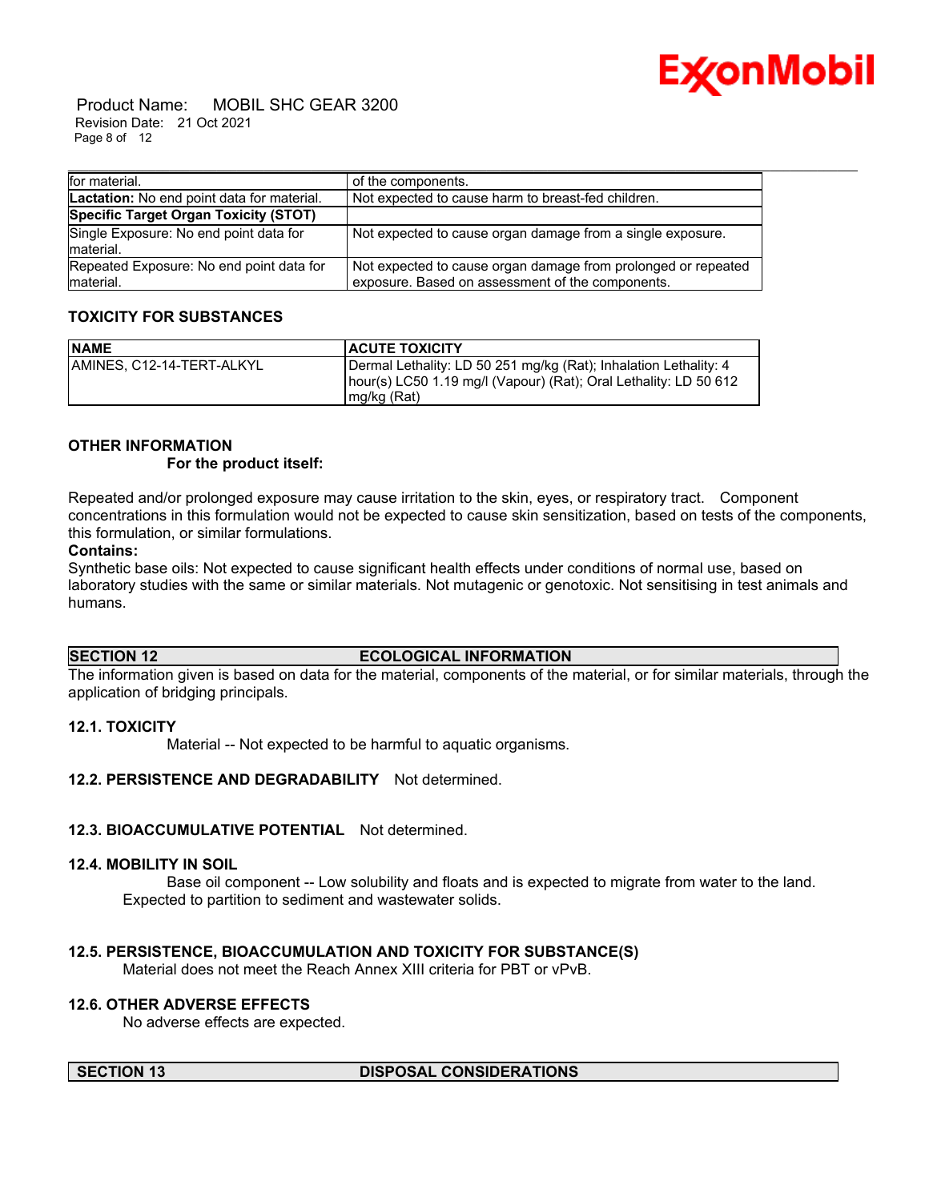| for material. | of the components. |
|---|---|
| **Lactation:** No end point data for material. | Not expected to cause harm to breast-fed children. |
| **Specific Target Organ Toxicity (STOT)** | |
| Single Exposure: No end point data for material. | Not expected to cause organ damage from a single exposure. |
| Repeated Exposure: No end point data for material. | Not expected to cause organ damage from prolonged or repeated exposure. Based on assessment of the components. |

### TOXICITY FOR SUBSTANCES

| NAME | ACUTE TOXICITY |
|---|---|
| AMINES, C12-14-TERT-ALKYL | Dermal Lethality: LD 50 251 mg/kg (Rat); Inhalation Lethality: 4 hour(s) LC50 1.19 mg/l (Vapour) (Rat); Oral Lethality: LD 50 612 mg/kg (Rat) |

### OTHER INFORMATION

**For the product itself:**

Repeated and/or prolonged exposure may cause irritation to the skin, eyes, or respiratory tract. Component concentrations in this formulation would not be expected to cause skin sensitization, based on tests of the components, this formulation, or similar formulations.

**Contains:**

Synthetic base oils: Not expected to cause significant health effects under conditions of normal use, based on laboratory studies with the same or similar materials. Not mutagenic or genotoxic. Not sensitising in test animals and humans.

## SECTION 12 ECOLOGICAL INFORMATION

The information given is based on data for the material, components of the material, or for similar materials, through the application of bridging principals.

### 12.1. TOXICITY

Material -- Not expected to be harmful to aquatic organisms.

### 12.2. PERSISTENCE AND DEGRADABILITY

Not determined.

### 12.3. BIOACCUMULATIVE POTENTIAL

Not determined.

### 12.4. MOBILITY IN SOIL

Base oil component -- Low solubility and floats and is expected to migrate from water to the land. Expected to partition to sediment and wastewater solids.

### 12.5. PERSISTENCE, BIOACCUMULATION AND TOXICITY FOR SUBSTANCE(S)

Material does not meet the Reach Annex XIII criteria for PBT or vPvB.

### 12.6. OTHER ADVERSE EFFECTS

No adverse effects are expected.

## SECTION 13 DISPOSAL CONSIDERATIONS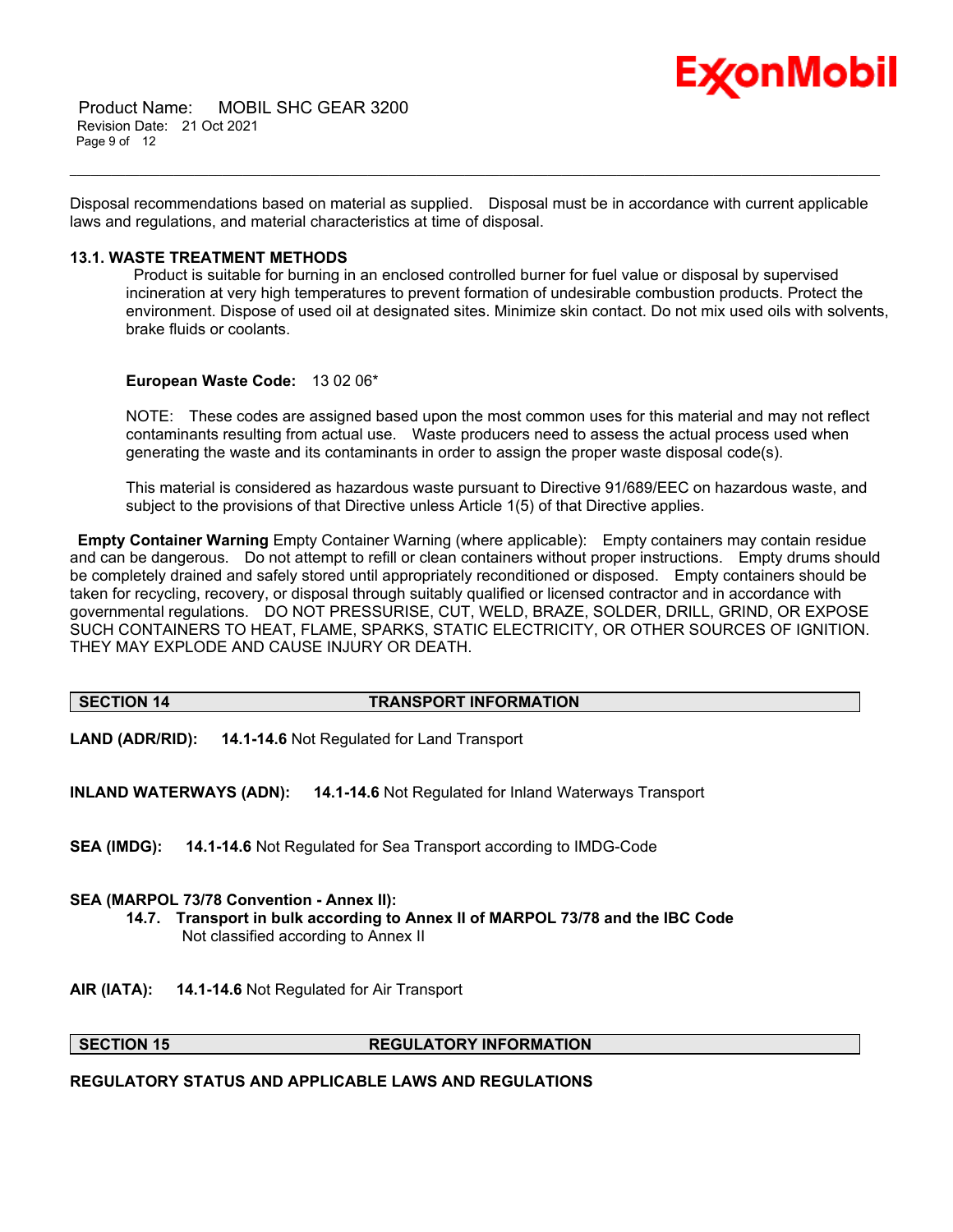Disposal recommendations based on material as supplied. Disposal must be in accordance with current applicable laws and regulations, and material characteristics at time of disposal.

### 13.1. WASTE TREATMENT METHODS

Product is suitable for burning in an enclosed controlled burner for fuel value or disposal by supervised incineration at very high temperatures to prevent formation of undesirable combustion products. Protect the environment. Dispose of used oil at designated sites. Minimize skin contact. Do not mix used oils with solvents, brake fluids or coolants.

**European Waste Code:** 13 02 06*

NOTE: These codes are assigned based upon the most common uses for this material and may not reflect contaminants resulting from actual use. Waste producers need to assess the actual process used when generating the waste and its contaminants in order to assign the proper waste disposal code(s).

This material is considered as hazardous waste pursuant to Directive 91/689/EEC on hazardous waste, and subject to the provisions of that Directive unless Article 1(5) of that Directive applies.

**Empty Container Warning** Empty Container Warning (where applicable): Empty containers may contain residue and can be dangerous. Do not attempt to refill or clean containers without proper instructions. Empty drums should be completely drained and safely stored until appropriately reconditioned or disposed. Empty containers should be taken for recycling, recovery, or disposal through suitably qualified or licensed contractor and in accordance with governmental regulations. DO NOT PRESSURISE, CUT, WELD, BRAZE, SOLDER, DRILL, GRIND, OR EXPOSE SUCH CONTAINERS TO HEAT, FLAME, SPARKS, STATIC ELECTRICITY, OR OTHER SOURCES OF IGNITION. THEY MAY EXPLODE AND CAUSE INJURY OR DEATH.

## SECTION 14 TRANSPORT INFORMATION

**LAND (ADR/RID):** **14.1-14.6** Not Regulated for Land Transport

**INLAND WATERWAYS (ADN):** **14.1-14.6** Not Regulated for Inland Waterways Transport

**SEA (IMDG):** **14.1-14.6** Not Regulated for Sea Transport according to IMDG-Code

**SEA (MARPOL 73/78 Convention - Annex II):**

**14.7. Transport in bulk according to Annex II of MARPOL 73/78 and the IBC Code**
Not classified according to Annex II

**AIR (IATA):** **14.1-14.6** Not Regulated for Air Transport

## SECTION 15 REGULATORY INFORMATION

**REGULATORY STATUS AND APPLICABLE LAWS AND REGULATIONS**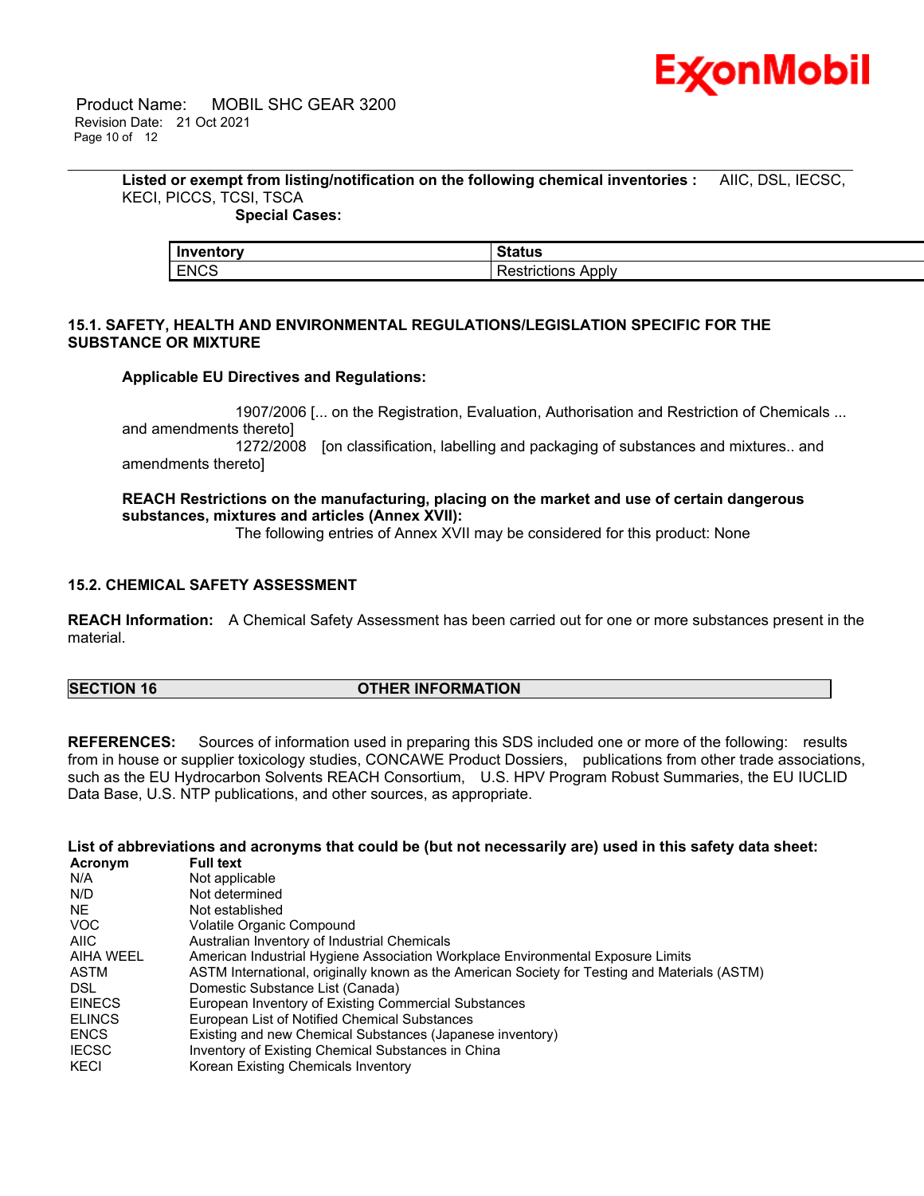**Listed or exempt from listing/notification on the following chemical inventories :** AIIC, DSL, IECSC, KECI, PICCS, TCSI, TSCA

**Special Cases:**

| Inventory | Status |
|---|---|
| ENCS | Restrictions Apply |

### 15.1. SAFETY, HEALTH AND ENVIRONMENTAL REGULATIONS/LEGISLATION SPECIFIC FOR THE SUBSTANCE OR MIXTURE

**Applicable EU Directives and Regulations:**

1907/2006 [... on the Registration, Evaluation, Authorisation and Restriction of Chemicals ... and amendments thereto]
1272/2008 [on classification, labelling and packaging of substances and mixtures.. and amendments thereto]

**REACH Restrictions on the manufacturing, placing on the market and use of certain dangerous substances, mixtures and articles (Annex XVII):**
The following entries of Annex XVII may be considered for this product: None

### 15.2. CHEMICAL SAFETY ASSESSMENT

**REACH Information:** A Chemical Safety Assessment has been carried out for one or more substances present in the material.

## SECTION 16 OTHER INFORMATION

**REFERENCES:** Sources of information used in preparing this SDS included one or more of the following: results from in house or supplier toxicology studies, CONCAWE Product Dossiers, publications from other trade associations, such as the EU Hydrocarbon Solvents REACH Consortium, U.S. HPV Program Robust Summaries, the EU IUCLID Data Base, U.S. NTP publications, and other sources, as appropriate.

**List of abbreviations and acronyms that could be (but not necessarily are) used in this safety data sheet:**

| Acronym | Full text |
|---|---|
| N/A | Not applicable |
| N/D | Not determined |
| NE | Not established |
| VOC | Volatile Organic Compound |
| AIIC | Australian Inventory of Industrial Chemicals |
| AIHA WEEL | American Industrial Hygiene Association Workplace Environmental Exposure Limits |
| ASTM | ASTM International, originally known as the American Society for Testing and Materials (ASTM) |
| DSL | Domestic Substance List (Canada) |
| EINECS | European Inventory of Existing Commercial Substances |
| ELINCS | European List of Notified Chemical Substances |
| ENCS | Existing and new Chemical Substances (Japanese inventory) |
| IECSC | Inventory of Existing Chemical Substances in China |
| KECI | Korean Existing Chemicals Inventory |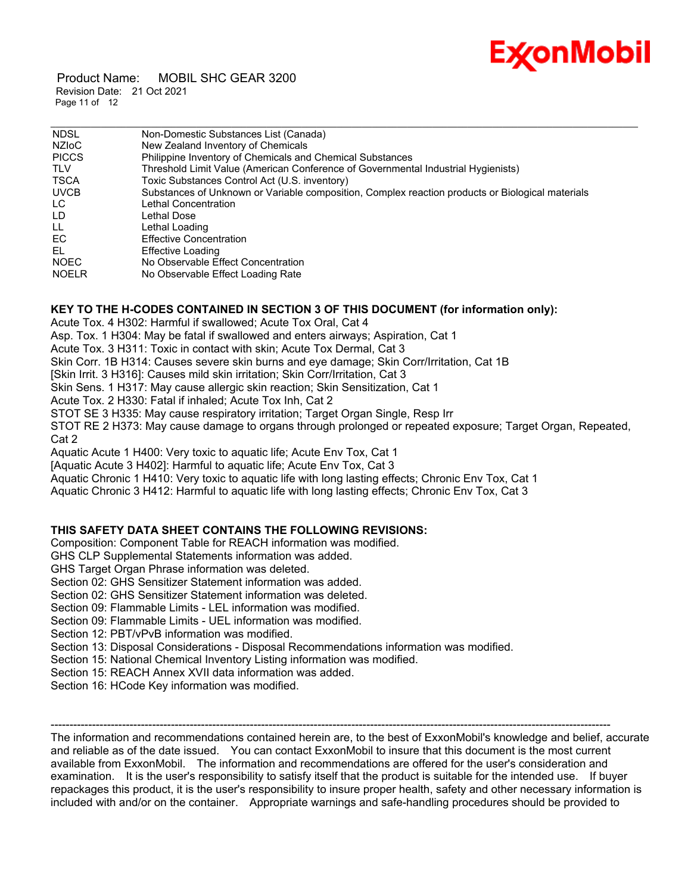| | |
|---|---|
| NDSL | Non-Domestic Substances List (Canada) |
| NZIoC | New Zealand Inventory of Chemicals |
| PICCS | Philippine Inventory of Chemicals and Chemical Substances |
| TLV | Threshold Limit Value (American Conference of Governmental Industrial Hygienists) |
| TSCA | Toxic Substances Control Act (U.S. inventory) |
| UVCB | Substances of Unknown or Variable composition, Complex reaction products or Biological materials |
| LC | Lethal Concentration |
| LD | Lethal Dose |
| LL | Lethal Loading |
| EC | Effective Concentration |
| EL | Effective Loading |
| NOEC | No Observable Effect Concentration |
| NOELR | No Observable Effect Loading Rate |

**KEY TO THE H-CODES CONTAINED IN SECTION 3 OF THIS DOCUMENT (for information only):**

Acute Tox. 4 H302: Harmful if swallowed; Acute Tox Oral, Cat 4
Asp. Tox. 1 H304: May be fatal if swallowed and enters airways; Aspiration, Cat 1
Acute Tox. 3 H311: Toxic in contact with skin; Acute Tox Dermal, Cat 3
Skin Corr. 1B H314: Causes severe skin burns and eye damage; Skin Corr/Irritation, Cat 1B
[Skin Irrit. 3 H316]: Causes mild skin irritation; Skin Corr/Irritation, Cat 3
Skin Sens. 1 H317: May cause allergic skin reaction; Skin Sensitization, Cat 1
Acute Tox. 2 H330: Fatal if inhaled; Acute Tox Inh, Cat 2
STOT SE 3 H335: May cause respiratory irritation; Target Organ Single, Resp Irr
STOT RE 2 H373: May cause damage to organs through prolonged or repeated exposure; Target Organ, Repeated, Cat 2
Aquatic Acute 1 H400: Very toxic to aquatic life; Acute Env Tox, Cat 1
[Aquatic Acute 3 H402]: Harmful to aquatic life; Acute Env Tox, Cat 3
Aquatic Chronic 1 H410: Very toxic to aquatic life with long lasting effects; Chronic Env Tox, Cat 1
Aquatic Chronic 3 H412: Harmful to aquatic life with long lasting effects; Chronic Env Tox, Cat 3

**THIS SAFETY DATA SHEET CONTAINS THE FOLLOWING REVISIONS:**

Composition: Component Table for REACH information was modified.
GHS CLP Supplemental Statements information was added.
GHS Target Organ Phrase information was deleted.
Section 02: GHS Sensitizer Statement information was added.
Section 02: GHS Sensitizer Statement information was deleted.
Section 09: Flammable Limits - LEL information was modified.
Section 09: Flammable Limits - UEL information was modified.
Section 12: PBT/vPvB information was modified.
Section 13: Disposal Considerations - Disposal Recommendations information was modified.
Section 15: National Chemical Inventory Listing information was modified.
Section 15: REACH Annex XVII data information was added.
Section 16: HCode Key information was modified.

---

The information and recommendations contained herein are, to the best of ExxonMobil's knowledge and belief, accurate and reliable as of the date issued. You can contact ExxonMobil to insure that this document is the most current available from ExxonMobil. The information and recommendations are offered for the user's consideration and examination. It is the user's responsibility to satisfy itself that the product is suitable for the intended use. If buyer repackages this product, it is the user's responsibility to insure proper health, safety and other necessary information is included with and/or on the container. Appropriate warnings and safe-handling procedures should be provided to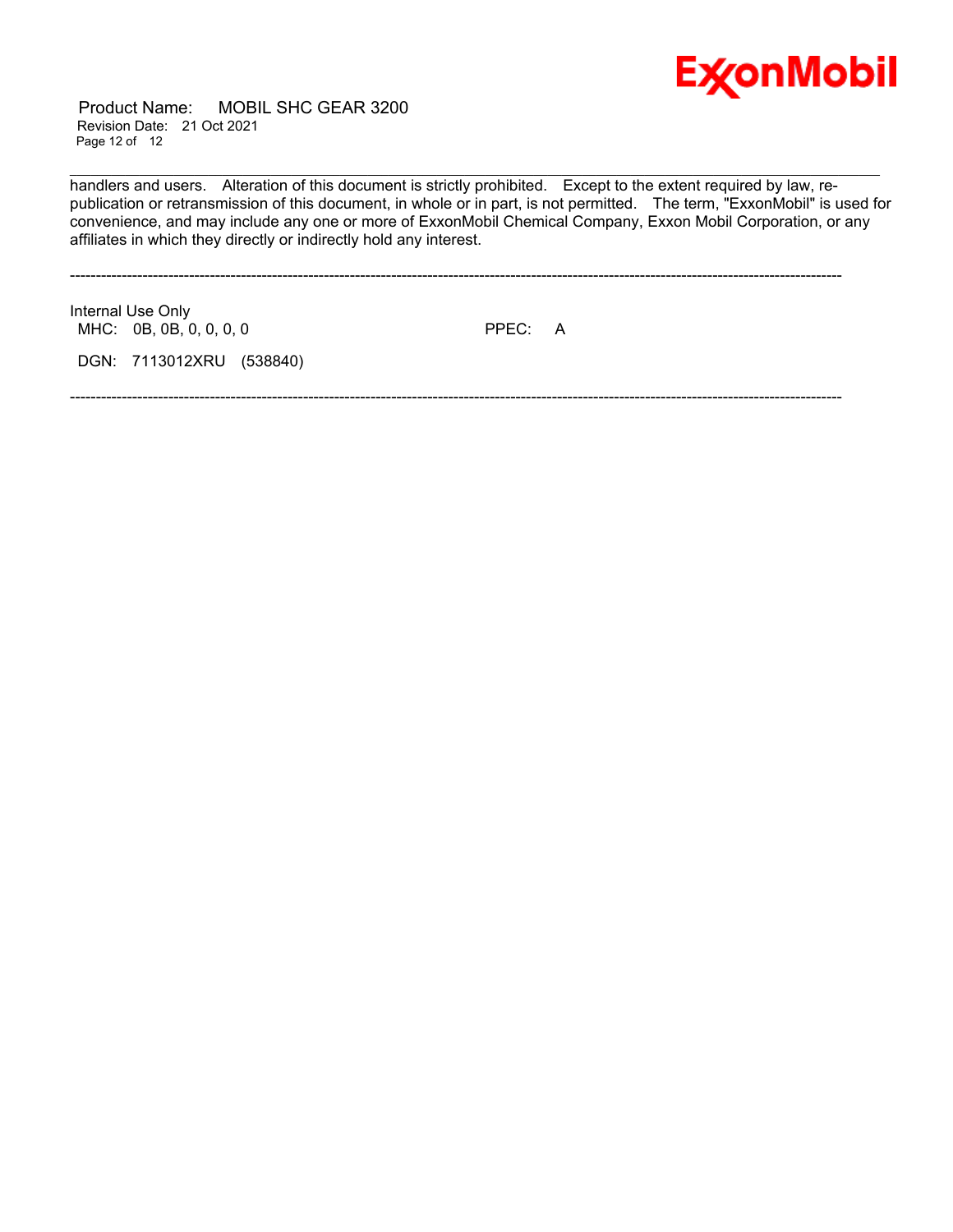handlers and users. Alteration of this document is strictly prohibited. Except to the extent required by law, re-publication or retransmission of this document, in whole or in part, is not permitted. The term, "ExxonMobil" is used for convenience, and may include any one or more of ExxonMobil Chemical Company, Exxon Mobil Corporation, or any affiliates in which they directly or indirectly hold any interest.

---

Internal Use Only
MHC: 0B, 0B, 0, 0, 0, 0 PPEC: A

DGN: 7113012XRU (538840)

---